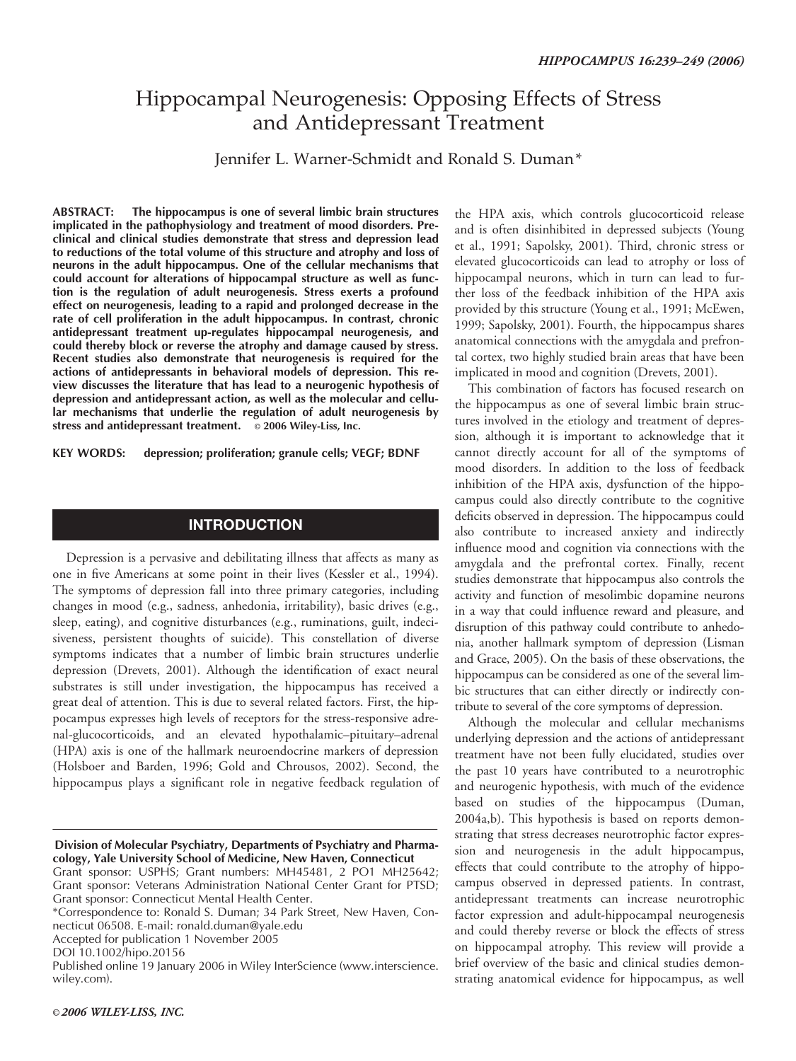# Hippocampal Neurogenesis: Opposing Effects of Stress and Antidepressant Treatment

Jennifer L. Warner-Schmidt and Ronald S. Duman*

**ABSTRACT: The hippocampus is one of several limbic brain structures implicated in the pathophysiology and treatment of mood disorders. Preclinical and clinical studies demonstrate that stress and depression lead to reductions of the total volume of this structure and atrophy and loss of neurons in the adult hippocampus. One of the cellular mechanisms that could account for alterations of hippocampal structure as well as function is the regulation of adult neurogenesis. Stress exerts a profound effect on neurogenesis, leading to a rapid and prolonged decrease in the rate of cell proliferation in the adult hippocampus. In contrast, chronic antidepressant treatment up-regulates hippocampal neurogenesis, and could thereby block or reverse the atrophy and damage caused by stress. Recent studies also demonstrate that neurogenesis is required for the actions of antidepressants in behavioral models of depression. This review discusses the literature that has lead to a neurogenic hypothesis of depression and antidepressant action, as well as the molecular and cellular mechanisms that underlie the regulation of adult neurogenesis by stress and antidepressant treatment. © 2006 Wiley-Liss, Inc.**

**KEY WORDS: depression; proliferation; granule cells; VEGF; BDNF**

## INTRODUCTION

Depression is a pervasive and debilitating illness that affects as many as one in five Americans at some point in their lives (Kessler et al., 1994). The symptoms of depression fall into three primary categories, including changes in mood (e.g., sadness, anhedonia, irritability), basic drives (e.g., sleep, eating), and cognitive disturbances (e.g., ruminations, guilt, indecisiveness, persistent thoughts of suicide). This constellation of diverse symptoms indicates that a number of limbic brain structures underlie depression (Drevets, 2001). Although the identification of exact neural substrates is still under investigation, the hippocampus has received a great deal of attention. This is due to several related factors. First, the hippocampus expresses high levels of receptors for the stress-responsive adrenal-glucocorticoids, and an elevated hypothalamic–pituitary–adrenal (HPA) axis is one of the hallmark neuroendocrine markers of depression (Holsboer and Barden, 1996; Gold and Chrousos, 2002). Second, the hippocampus plays a significant role in negative feedback regulation of the HPA axis, which controls glucocorticoid release and is often disinhibited in depressed subjects (Young et al., 1991; Sapolsky, 2001). Third, chronic stress or elevated glucocorticoids can lead to atrophy or loss of hippocampal neurons, which in turn can lead to further loss of the feedback inhibition of the HPA axis provided by this structure (Young et al., 1991; McEwen, 1999; Sapolsky, 2001). Fourth, the hippocampus shares anatomical connections with the amygdala and prefrontal cortex, two highly studied brain areas that have been implicated in mood and cognition (Drevets, 2001).

This combination of factors has focused research on the hippocampus as one of several limbic brain structures involved in the etiology and treatment of depression, although it is important to acknowledge that it cannot directly account for all of the symptoms of mood disorders. In addition to the loss of feedback inhibition of the HPA axis, dysfunction of the hippocampus could also directly contribute to the cognitive deficits observed in depression. The hippocampus could also contribute to increased anxiety and indirectly influence mood and cognition via connections with the amygdala and the prefrontal cortex. Finally, recent studies demonstrate that hippocampus also controls the activity and function of mesolimbic dopamine neurons in a way that could influence reward and pleasure, and disruption of this pathway could contribute to anhedonia, another hallmark symptom of depression (Lisman and Grace, 2005). On the basis of these observations, the hippocampus can be considered as one of the several limbic structures that can either directly or indirectly contribute to several of the core symptoms of depression.

Although the molecular and cellular mechanisms underlying depression and the actions of antidepressant treatment have not been fully elucidated, studies over the past 10 years have contributed to a neurotrophic and neurogenic hypothesis, with much of the evidence based on studies of the hippocampus (Duman, 2004a,b). This hypothesis is based on reports demonstrating that stress decreases neurotrophic factor expression and neurogenesis in the adult hippocampus, effects that could contribute to the atrophy of hippocampus observed in depressed patients. In contrast, antidepressant treatments can increase neurotrophic factor expression and adult-hippocampal neurogenesis and could thereby reverse or block the effects of stress on hippocampal atrophy. This review will provide a brief overview of the basic and clinical studies demonstrating anatomical evidence for hippocampus, as well

---

Division of Molecular Psychiatry, Departments of Psychiatry and Pharmacology, Yale University School of Medicine, New Haven, Connecticut
Grant sponsor: USPHS; Grant numbers: MH45481, 2 PO1 MH25642; Grant sponsor: Veterans Administration National Center Grant for PTSD; Grant sponsor: Connecticut Mental Health Center.
*Correspondence to: Ronald S. Duman; 34 Park Street, New Haven, Connecticut 06508. E-mail: ronald.duman@yale.edu
Accepted for publication 1 November 2005
DOI 10.1002/hipo.20156
Published online 19 January 2006 in Wiley InterScience (www.interscience.wiley.com).

© 2006 WILEY-LISS, INC.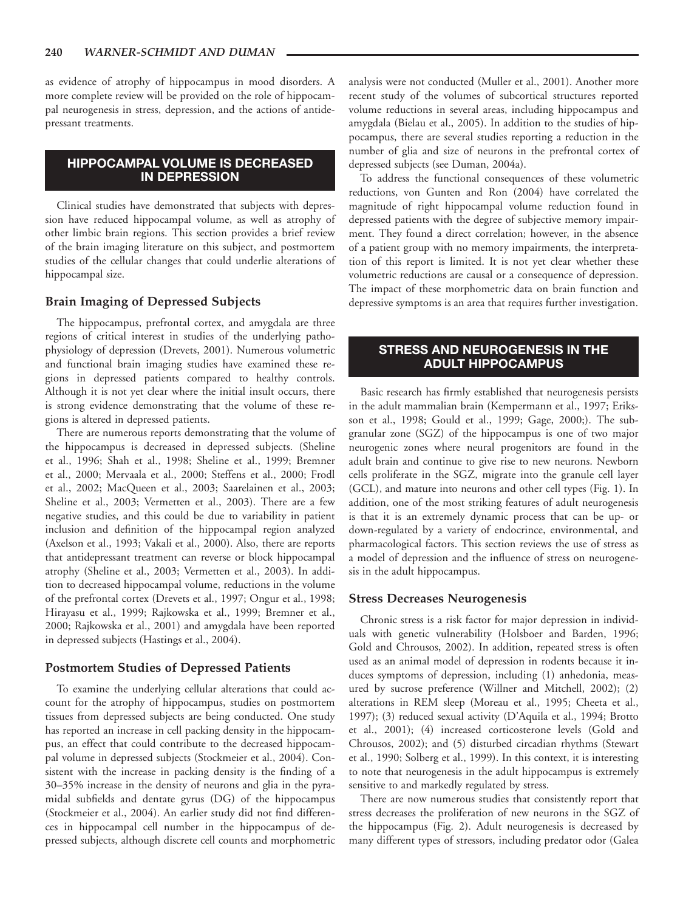as evidence of atrophy of hippocampus in mood disorders. A more complete review will be provided on the role of hippocampal neurogenesis in stress, depression, and the actions of antidepressant treatments.

## HIPPOCAMPAL VOLUME IS DECREASED IN DEPRESSION

Clinical studies have demonstrated that subjects with depression have reduced hippocampal volume, as well as atrophy of other limbic brain regions. This section provides a brief review of the brain imaging literature on this subject, and postmortem studies of the cellular changes that could underlie alterations of hippocampal size.

### Brain Imaging of Depressed Subjects

The hippocampus, prefrontal cortex, and amygdala are three regions of critical interest in studies of the underlying pathophysiology of depression (Drevets, 2001). Numerous volumetric and functional brain imaging studies have examined these regions in depressed patients compared to healthy controls. Although it is not yet clear where the initial insult occurs, there is strong evidence demonstrating that the volume of these regions is altered in depressed patients.

There are numerous reports demonstrating that the volume of the hippocampus is decreased in depressed subjects. (Sheline et al., 1996; Shah et al., 1998; Sheline et al., 1999; Bremner et al., 2000; Mervaala et al., 2000; Steffens et al., 2000; Frodl et al., 2002; MacQueen et al., 2003; Saarelainen et al., 2003; Sheline et al., 2003; Vermetten et al., 2003). There are a few negative studies, and this could be due to variability in patient inclusion and definition of the hippocampal region analyzed (Axelson et al., 1993; Vakali et al., 2000). Also, there are reports that antidepressant treatment can reverse or block hippocampal atrophy (Sheline et al., 2003; Vermetten et al., 2003). In addition to decreased hippocampal volume, reductions in the volume of the prefrontal cortex (Drevets et al., 1997; Ongur et al., 1998; Hirayasu et al., 1999; Rajkowska et al., 1999; Bremner et al., 2000; Rajkowska et al., 2001) and amygdala have been reported in depressed subjects (Hastings et al., 2004).

### Postmortem Studies of Depressed Patients

To examine the underlying cellular alterations that could account for the atrophy of hippocampus, studies on postmortem tissues from depressed subjects are being conducted. One study has reported an increase in cell packing density in the hippocampus, an effect that could contribute to the decreased hippocampal volume in depressed subjects (Stockmeier et al., 2004). Consistent with the increase in packing density is the finding of a 30–35% increase in the density of neurons and glia in the pyramidal subfields and dentate gyrus (DG) of the hippocampus (Stockmeier et al., 2004). An earlier study did not find differences in hippocampal cell number in the hippocampus of depressed subjects, although discrete cell counts and morphometric analysis were not conducted (Muller et al., 2001). Another more recent study of the volumes of subcortical structures reported volume reductions in several areas, including hippocampus and amygdala (Bielau et al., 2005). In addition to the studies of hippocampus, there are several studies reporting a reduction in the number of glia and size of neurons in the prefrontal cortex of depressed subjects (see Duman, 2004a).

To address the functional consequences of these volumetric reductions, von Gunten and Ron (2004) have correlated the magnitude of right hippocampal volume reduction found in depressed patients with the degree of subjective memory impairment. They found a direct correlation; however, in the absence of a patient group with no memory impairments, the interpretation of this report is limited. It is not yet clear whether these volumetric reductions are causal or a consequence of depression. The impact of these morphometric data on brain function and depressive symptoms is an area that requires further investigation.

## STRESS AND NEUROGENESIS IN THE ADULT HIPPOCAMPUS

Basic research has firmly established that neurogenesis persists in the adult mammalian brain (Kempermann et al., 1997; Eriksson et al., 1998; Gould et al., 1999; Gage, 2000;). The subgranular zone (SGZ) of the hippocampus is one of two major neurogenic zones where neural progenitors are found in the adult brain and continue to give rise to new neurons. Newborn cells proliferate in the SGZ, migrate into the granule cell layer (GCL), and mature into neurons and other cell types (Fig. 1). In addition, one of the most striking features of adult neurogenesis is that it is an extremely dynamic process that can be up- or down-regulated by a variety of endocrince, environmental, and pharmacological factors. This section reviews the use of stress as a model of depression and the influence of stress on neurogenesis in the adult hippocampus.

### Stress Decreases Neurogenesis

Chronic stress is a risk factor for major depression in individuals with genetic vulnerability (Holsboer and Barden, 1996; Gold and Chrousos, 2002). In addition, repeated stress is often used as an animal model of depression in rodents because it induces symptoms of depression, including (1) anhedonia, measured by sucrose preference (Willner and Mitchell, 2002); (2) alterations in REM sleep (Moreau et al., 1995; Cheeta et al., 1997); (3) reduced sexual activity (D'Aquila et al., 1994; Brotto et al., 2001); (4) increased corticosterone levels (Gold and Chrousos, 2002); and (5) disturbed circadian rhythms (Stewart et al., 1990; Solberg et al., 1999). In this context, it is interesting to note that neurogenesis in the adult hippocampus is extremely sensitive to and markedly regulated by stress.

There are now numerous studies that consistently report that stress decreases the proliferation of new neurons in the SGZ of the hippocampus (Fig. 2). Adult neurogenesis is decreased by many different types of stressors, including predator odor (Galea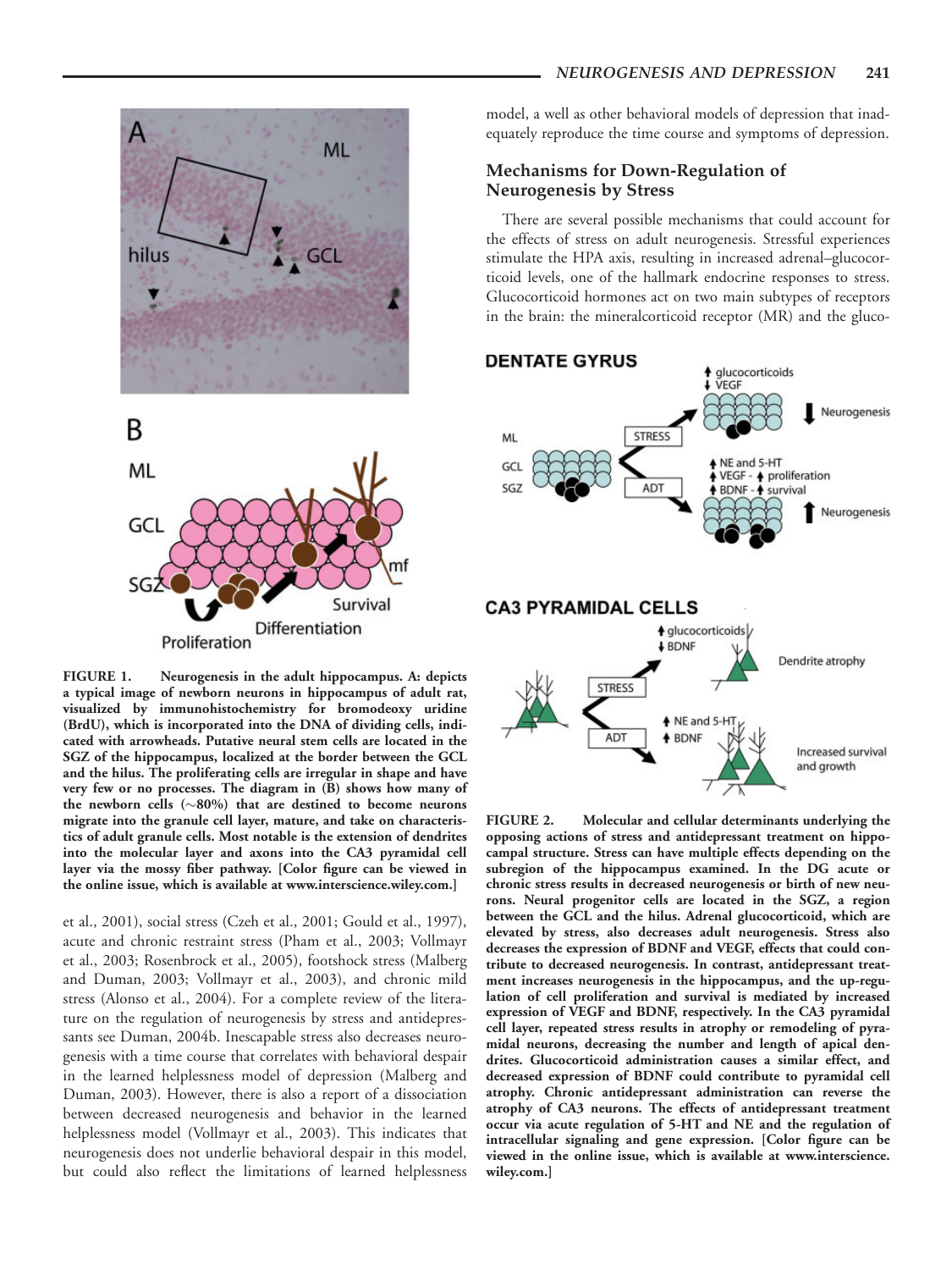A

ML

hilus

GCL

B

ML

GCL

SGZ

mf

Survival

Differentiation

Proliferation

**FIGURE 1. Neurogenesis in the adult hippocampus. A: depicts a typical image of newborn neurons in hippocampus of adult rat, visualized by immunohistochemistry for bromodeoxy uridine (BrdU), which is incorporated into the DNA of dividing cells, indicated with arrowheads. Putative neural stem cells are located in the SGZ of the hippocampus, localized at the border between the GCL and the hilus. The proliferating cells are irregular in shape and have very few or no processes. The diagram in (B) shows how many of the newborn cells (~80%) that are destined to become neurons migrate into the granule cell layer, mature, and take on characteristics of adult granule cells. Most notable is the extension of dendrites into the molecular layer and axons into the CA3 pyramidal cell layer via the mossy fiber pathway. [Color figure can be viewed in the online issue, which is available at www.interscience.wiley.com.]**

et al., 2001), social stress (Czeh et al., 2001; Gould et al., 1997), acute and chronic restraint stress (Pham et al., 2003; Vollmayr et al., 2003; Rosenbrock et al., 2005), footshock stress (Malberg and Duman, 2003; Vollmayr et al., 2003), and chronic mild stress (Alonso et al., 2004). For a complete review of the literature on the regulation of neurogenesis by stress and antidepressants see Duman, 2004b. Inescapable stress also decreases neurogenesis with a time course that correlates with behavioral despair in the learned helplessness model of depression (Malberg and Duman, 2003). However, there is also a report of a dissociation between decreased neurogenesis and behavior in the learned helplessness model (Vollmayr et al., 2003). This indicates that neurogenesis does not underlie behavioral despair in this model, but could also reflect the limitations of learned helplessness model, a well as other behavioral models of depression that inadequately reproduce the time course and symptoms of depression.

## Mechanisms for Down-Regulation of Neurogenesis by Stress

There are several possible mechanisms that could account for the effects of stress on adult neurogenesis. Stressful experiences stimulate the HPA axis, resulting in increased adrenal–glucocorticoid levels, one of the hallmark endocrine responses to stress. Glucocorticoid hormones act on two main subtypes of receptors in the brain: the mineralcorticoid receptor (MR) and the gluco-

DENTATE GYRUS

ML

GCL

SGZ

STRESS

ADT

↑ glucocorticoids
↓ VEGF

↓ Neurogenesis

↑ NE and 5-HT
↑ VEGF - ↑ proliferation
↑ BDNF - ↑ survival

↑ Neurogenesis

CA3 PYRAMIDAL CELLS

STRESS

ADT

↑ glucocorticoids
↓ BDNF

Dendrite atrophy

↑ NE and 5-HT
↑ BDNF

Increased survival and growth

**FIGURE 2. Molecular and cellular determinants underlying the opposing actions of stress and antidepressant treatment on hippocampal structure. Stress can have multiple effects depending on the subregion of the hippocampus examined. In the DG acute or chronic stress results in decreased neurogenesis or birth of new neurons. Neural progenitor cells are located in the SGZ, a region between the GCL and the hilus. Adrenal glucocorticoid, which are elevated by stress, also decreases adult neurogenesis. Stress also decreases the expression of BDNF and VEGF, effects that could contribute to decreased neurogenesis. In contrast, antidepressant treatment increases neurogenesis in the hippocampus, and the up-regulation of cell proliferation and survival is mediated by increased expression of VEGF and BDNF, respectively. In the CA3 pyramidal cell layer, repeated stress results in atrophy or remodeling of pyramidal neurons, decreasing the number and length of apical dendrites. Glucocorticoid administration causes a similar effect, and decreased expression of BDNF could contribute to pyramidal cell atrophy. Chronic antidepressant administration can reverse the atrophy of CA3 neurons. The effects of antidepressant treatment occur via acute regulation of 5-HT and NE and the regulation of intracellular signaling and gene expression. [Color figure can be viewed in the online issue, which is available at www.interscience.wiley.com.]**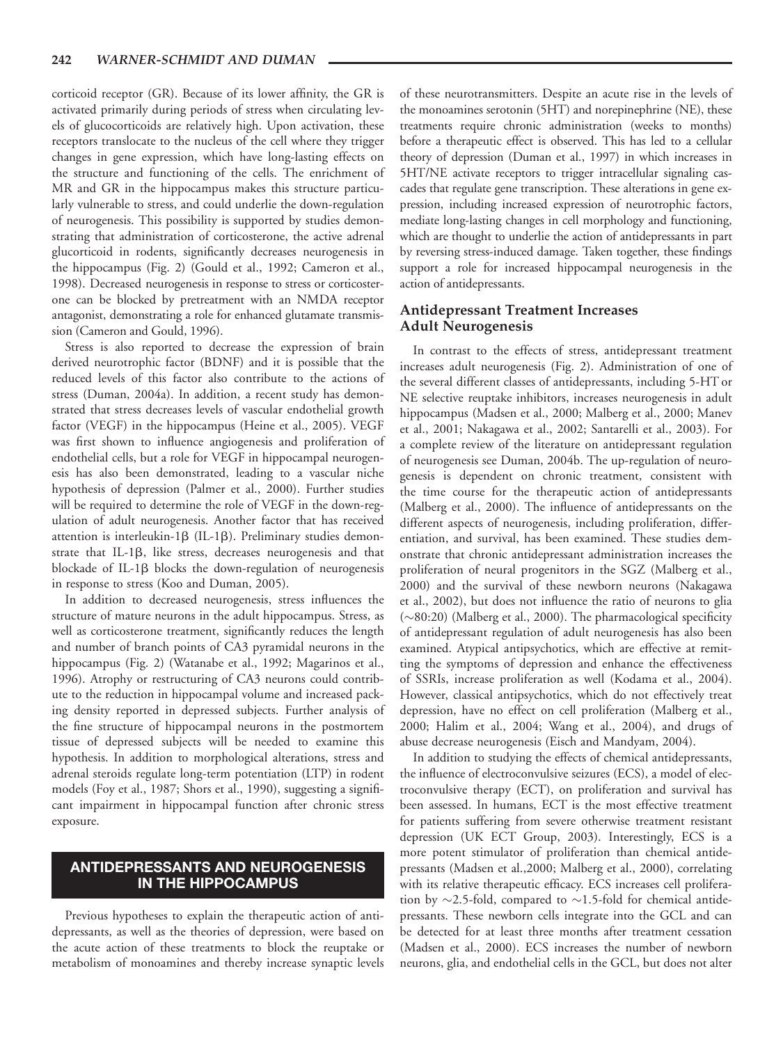corticoid receptor (GR). Because of its lower affinity, the GR is activated primarily during periods of stress when circulating levels of glucocorticoids are relatively high. Upon activation, these receptors translocate to the nucleus of the cell where they trigger changes in gene expression, which have long-lasting effects on the structure and functioning of the cells. The enrichment of MR and GR in the hippocampus makes this structure particularly vulnerable to stress, and could underlie the down-regulation of neurogenesis. This possibility is supported by studies demonstrating that administration of corticosterone, the active adrenal glucocorticoid in rodents, significantly decreases neurogenesis in the hippocampus (Fig. 2) (Gould et al., 1992; Cameron et al., 1998). Decreased neurogenesis in response to stress or corticosterone can be blocked by pretreatment with an NMDA receptor antagonist, demonstrating a role for enhanced glutamate transmission (Cameron and Gould, 1996).

Stress is also reported to decrease the expression of brain derived neurotrophic factor (BDNF) and it is possible that the reduced levels of this factor also contribute to the actions of stress (Duman, 2004a). In addition, a recent study has demonstrated that stress decreases levels of vascular endothelial growth factor (VEGF) in the hippocampus (Heine et al., 2005). VEGF was first shown to influence angiogenesis and proliferation of endothelial cells, but a role for VEGF in hippocampal neurogenesis has also been demonstrated, leading to a vascular niche hypothesis of depression (Palmer et al., 2000). Further studies will be required to determine the role of VEGF in the down-regulation of adult neurogenesis. Another factor that has received attention is interleukin-1β (IL-1β). Preliminary studies demonstrate that IL-1β, like stress, decreases neurogenesis and that blockade of IL-1β blocks the down-regulation of neurogenesis in response to stress (Koo and Duman, 2005).

In addition to decreased neurogenesis, stress influences the structure of mature neurons in the adult hippocampus. Stress, as well as corticosterone treatment, significantly reduces the length and number of branch points of CA3 pyramidal neurons in the hippocampus (Fig. 2) (Watanabe et al., 1992; Magarinos et al., 1996). Atrophy or restructuring of CA3 neurons could contribute to the reduction in hippocampal volume and increased packing density reported in depressed subjects. Further analysis of the fine structure of hippocampal neurons in the postmortem tissue of depressed subjects will be needed to examine this hypothesis. In addition to morphological alterations, stress and adrenal steroids regulate long-term potentiation (LTP) in rodent models (Foy et al., 1987; Shors et al., 1990), suggesting a significant impairment in hippocampal function after chronic stress exposure.

## ANTIDEPRESSANTS AND NEUROGENESIS IN THE HIPPOCAMPUS

Previous hypotheses to explain the therapeutic action of antidepressants, as well as the theories of depression, were based on the acute action of these treatments to block the reuptake or metabolism of monoamines and thereby increase synaptic levels of these neurotransmitters. Despite an acute rise in the levels of the monoamines serotonin (5HT) and norepinephrine (NE), these treatments require chronic administration (weeks to months) before a therapeutic effect is observed. This has led to a cellular theory of depression (Duman et al., 1997) in which increases in 5HT/NE activate receptors to trigger intracellular signaling cascades that regulate gene transcription. These alterations in gene expression, including increased expression of neurotrophic factors, mediate long-lasting changes in cell morphology and functioning, which are thought to underlie the action of antidepressants in part by reversing stress-induced damage. Taken together, these findings support a role for increased hippocampal neurogenesis in the action of antidepressants.

### Antidepressant Treatment Increases Adult Neurogenesis

In contrast to the effects of stress, antidepressant treatment increases adult neurogenesis (Fig. 2). Administration of one of the several different classes of antidepressants, including 5-HT or NE selective reuptake inhibitors, increases neurogenesis in adult hippocampus (Madsen et al., 2000; Malberg et al., 2000; Manev et al., 2001; Nakagawa et al., 2002; Santarelli et al., 2003). For a complete review of the literature on antidepressant regulation of neurogenesis see Duman, 2004b. The up-regulation of neurogenesis is dependent on chronic treatment, consistent with the time course for the therapeutic action of antidepressants (Malberg et al., 2000). The influence of antidepressants on the different aspects of neurogenesis, including proliferation, differentiation, and survival, has been examined. These studies demonstrate that chronic antidepressant administration increases the proliferation of neural progenitors in the SGZ (Malberg et al., 2000) and the survival of these newborn neurons (Nakagawa et al., 2002), but does not influence the ratio of neurons to glia (~80:20) (Malberg et al., 2000). The pharmacological specificity of antidepressant regulation of adult neurogenesis has also been examined. Atypical antipsychotics, which are effective at remitting the symptoms of depression and enhance the effectiveness of SSRIs, increase proliferation as well (Kodama et al., 2004). However, classical antipsychotics, which do not effectively treat depression, have no effect on cell proliferation (Malberg et al., 2000; Halim et al., 2004; Wang et al., 2004), and drugs of abuse decrease neurogenesis (Eisch and Mandyam, 2004).

In addition to studying the effects of chemical antidepressants, the influence of electroconvulsive seizures (ECS), a model of electroconvulsive therapy (ECT), on proliferation and survival has been assessed. In humans, ECT is the most effective treatment for patients suffering from severe otherwise treatment resistant depression (UK ECT Group, 2003). Interestingly, ECS is a more potent stimulator of proliferation than chemical antidepressants (Madsen et al.,2000; Malberg et al., 2000), correlating with its relative therapeutic efficacy. ECS increases cell proliferation by ~2.5-fold, compared to ~1.5-fold for chemical antidepressants. These newborn cells integrate into the GCL and can be detected for at least three months after treatment cessation (Madsen et al., 2000). ECS increases the number of newborn neurons, glia, and endothelial cells in the GCL, but does not alter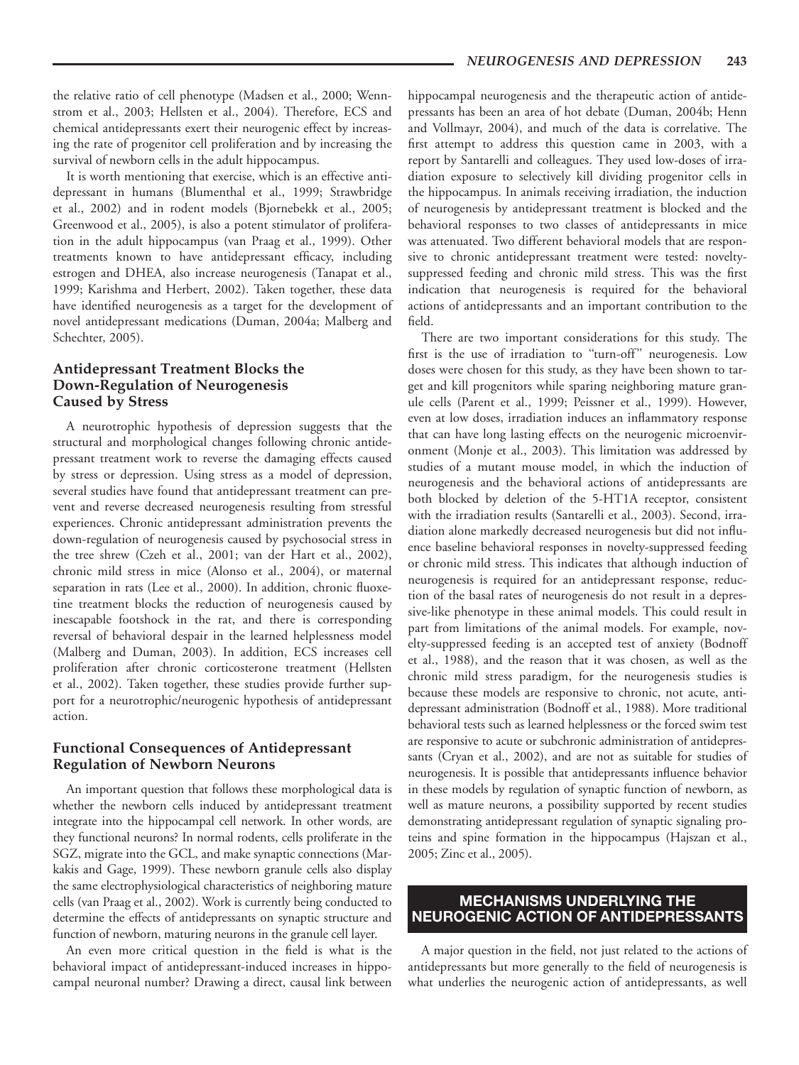the relative ratio of cell phenotype (Madsen et al., 2000; Wennstrom et al., 2003; Hellsten et al., 2004). Therefore, ECS and chemical antidepressants exert their neurogenic effect by increasing the rate of progenitor cell proliferation and by increasing the survival of newborn cells in the adult hippocampus.

It is worth mentioning that exercise, which is an effective antidepressant in humans (Blumenthal et al., 1999; Strawbridge et al., 2002) and in rodent models (Bjornebekk et al., 2005; Greenwood et al., 2005), is also a potent stimulator of proliferation in the adult hippocampus (van Praag et al., 1999). Other treatments known to have antidepressant efficacy, including estrogen and DHEA, also increase neurogenesis (Tanapat et al., 1999; Karishma and Herbert, 2002). Taken together, these data have identified neurogenesis as a target for the development of novel antidepressant medications (Duman, 2004a; Malberg and Schechter, 2005).

### Antidepressant Treatment Blocks the Down-Regulation of Neurogenesis Caused by Stress

A neurotrophic hypothesis of depression suggests that the structural and morphological changes following chronic antidepressant treatment work to reverse the damaging effects caused by stress or depression. Using stress as a model of depression, several studies have found that antidepressant treatment can prevent and reverse decreased neurogenesis resulting from stressful experiences. Chronic antidepressant administration prevents the down-regulation of neurogenesis caused by psychosocial stress in the tree shrew (Czeh et al., 2001; van der Hart et al., 2002), chronic mild stress in mice (Alonso et al., 2004), or maternal separation in rats (Lee et al., 2000). In addition, chronic fluoxetine treatment blocks the reduction of neurogenesis caused by inescapable footshock in the rat, and there is corresponding reversal of behavioral despair in the learned helplessness model (Malberg and Duman, 2003). In addition, ECS increases cell proliferation after chronic corticosterone treatment (Hellsten et al., 2002). Taken together, these studies provide further support for a neurotrophic/neurogenic hypothesis of antidepressant action.

### Functional Consequences of Antidepressant Regulation of Newborn Neurons

An important question that follows these morphological data is whether the newborn cells induced by antidepressant treatment integrate into the hippocampal cell network. In other words, are they functional neurons? In normal rodents, cells proliferate in the SGZ, migrate into the GCL, and make synaptic connections (Markakis and Gage, 1999). These newborn granule cells also display the same electrophysiological characteristics of neighboring mature cells (van Praag et al., 2002). Work is currently being conducted to determine the effects of antidepressants on synaptic structure and function of newborn, maturing neurons in the granule cell layer.

An even more critical question in the field is what is the behavioral impact of antidepressant-induced increases in hippocampal neuronal number? Drawing a direct, causal link between hippocampal neurogenesis and the therapeutic action of antidepressants has been an area of hot debate (Duman, 2004b; Henn and Vollmayr, 2004), and much of the data is correlative. The first attempt to address this question came in 2003, with a report by Santarelli and colleagues. They used low-doses of irradiation exposure to selectively kill dividing progenitor cells in the hippocampus. In animals receiving irradiation, the induction of neurogenesis by antidepressant treatment is blocked and the behavioral responses to two classes of antidepressants in mice was attenuated. Two different behavioral models that are responsive to chronic antidepressant treatment were tested: novelty-suppressed feeding and chronic mild stress. This was the first indication that neurogenesis is required for the behavioral actions of antidepressants and an important contribution to the field.

There are two important considerations for this study. The first is the use of irradiation to "turn-off" neurogenesis. Low doses were chosen for this study, as they have been shown to target and kill progenitors while sparing neighboring mature granule cells (Parent et al., 1999; Peissner et al., 1999). However, even at low doses, irradiation induces an inflammatory response that can have long lasting effects on the neurogenic microenvironment (Monje et al., 2003). This limitation was addressed by studies of a mutant mouse model, in which the induction of neurogenesis and the behavioral actions of antidepressants are both blocked by deletion of the 5-HT1A receptor, consistent with the irradiation results (Santarelli et al., 2003). Second, irradiation alone markedly decreased neurogenesis but did not influence baseline behavioral responses in novelty-suppressed feeding or chronic mild stress. This indicates that although induction of neurogenesis is required for an antidepressant response, reduction of the basal rates of neurogenesis do not result in a depressive-like phenotype in these animal models. This could result in part from limitations of the animal models. For example, novelty-suppressed feeding is an accepted test of anxiety (Bodnoff et al., 1988), and the reason that it was chosen, as well as the chronic mild stress paradigm, for the neurogenesis studies is because these models are responsive to chronic, not acute, antidepressant administration (Bodnoff et al., 1988). More traditional behavioral tests such as learned helplessness or the forced swim test are responsive to acute or subchronic administration of antidepressants (Cryan et al., 2002), and are not as suitable for studies of neurogenesis. It is possible that antidepressants influence behavior in these models by regulation of synaptic function of newborn, as well as mature neurons, a possibility supported by recent studies demonstrating antidepressant regulation of synaptic signaling proteins and spine formation in the hippocampus (Hajszan et al., 2005; Zinc et al., 2005).

## MECHANISMS UNDERLYING THE NEUROGENIC ACTION OF ANTIDEPRESSANTS

A major question in the field, not just related to the actions of antidepressants but more generally to the field of neurogenesis is what underlies the neurogenic action of antidepressants, as well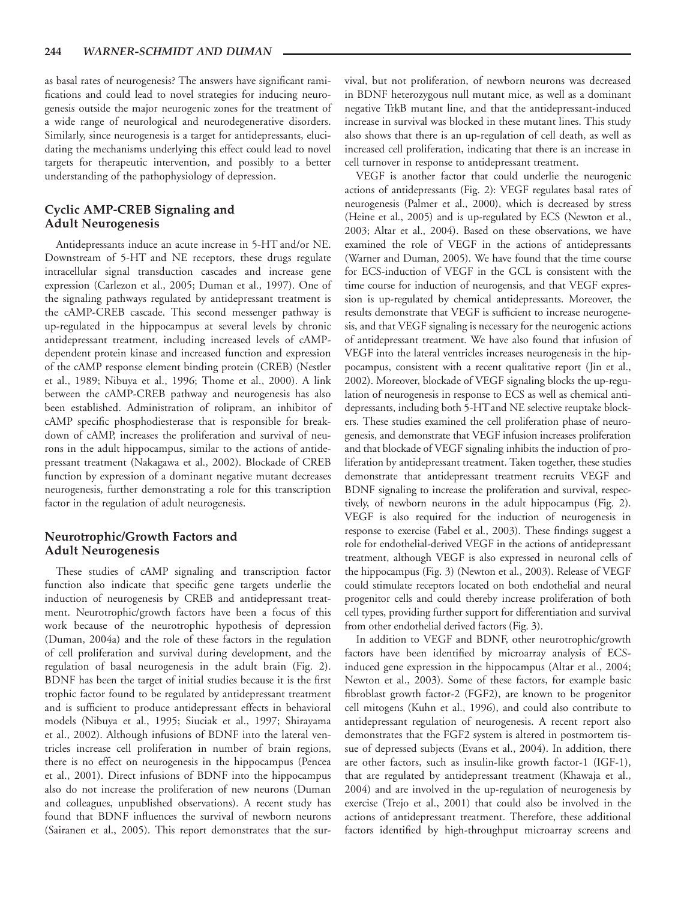as basal rates of neurogenesis? The answers have significant ramifications and could lead to novel strategies for inducing neurogenesis outside the major neurogenic zones for the treatment of a wide range of neurological and neurodegenerative disorders. Similarly, since neurogenesis is a target for antidepressants, elucidating the mechanisms underlying this effect could lead to novel targets for therapeutic intervention, and possibly to a better understanding of the pathophysiology of depression.

## Cyclic AMP-CREB Signaling and Adult Neurogenesis

Antidepressants induce an acute increase in 5-HT and/or NE. Downstream of 5-HT and NE receptors, these drugs regulate intracellular signal transduction cascades and increase gene expression (Carlezon et al., 2005; Duman et al., 1997). One of the signaling pathways regulated by antidepressant treatment is the cAMP-CREB cascade. This second messenger pathway is up-regulated in the hippocampus at several levels by chronic antidepressant treatment, including increased levels of cAMP-dependent protein kinase and increased function and expression of the cAMP response element binding protein (CREB) (Nestler et al., 1989; Nibuya et al., 1996; Thome et al., 2000). A link between the cAMP-CREB pathway and neurogenesis has also been established. Administration of rolipram, an inhibitor of cAMP specific phosphodiesterase that is responsible for breakdown of cAMP, increases the proliferation and survival of neurons in the adult hippocampus, similar to the actions of antidepressant treatment (Nakagawa et al., 2002). Blockade of CREB function by expression of a dominant negative mutant decreases neurogenesis, further demonstrating a role for this transcription factor in the regulation of adult neurogenesis.

## Neurotrophic/Growth Factors and Adult Neurogenesis

These studies of cAMP signaling and transcription factor function also indicate that specific gene targets underlie the induction of neurogenesis by CREB and antidepressant treatment. Neurotrophic/growth factors have been a focus of this work because of the neurotrophic hypothesis of depression (Duman, 2004a) and the role of these factors in the regulation of cell proliferation and survival during development, and the regulation of basal neurogenesis in the adult brain (Fig. 2). BDNF has been the target of initial studies because it is the first trophic factor found to be regulated by antidepressant treatment and is sufficient to produce antidepressant effects in behavioral models (Nibuya et al., 1995; Siuciak et al., 1997; Shirayama et al., 2002). Although infusions of BDNF into the lateral ventricles increase cell proliferation in number of brain regions, there is no effect on neurogenesis in the hippocampus (Pencea et al., 2001). Direct infusions of BDNF into the hippocampus also do not increase the proliferation of new neurons (Duman and colleagues, unpublished observations). A recent study has found that BDNF influences the survival of newborn neurons (Sairanen et al., 2005). This report demonstrates that the survival, but not proliferation, of newborn neurons was decreased in BDNF heterozygous null mutant mice, as well as a dominant negative TrkB mutant line, and that the antidepressant-induced increase in survival was blocked in these mutant lines. This study also shows that there is an up-regulation of cell death, as well as increased cell proliferation, indicating that there is an increase in cell turnover in response to antidepressant treatment.

VEGF is another factor that could underlie the neurogenic actions of antidepressants (Fig. 2): VEGF regulates basal rates of neurogenesis (Palmer et al., 2000), which is decreased by stress (Heine et al., 2005) and is up-regulated by ECS (Newton et al., 2003; Altar et al., 2004). Based on these observations, we have examined the role of VEGF in the actions of antidepressants (Warner and Duman, 2005). We have found that the time course for ECS-induction of VEGF in the GCL is consistent with the time course for induction of neurogensis, and that VEGF expression is up-regulated by chemical antidepressants. Moreover, the results demonstrate that VEGF is sufficient to increase neurogenesis, and that VEGF signaling is necessary for the neurogenic actions of antidepressant treatment. We have also found that infusion of VEGF into the lateral ventricles increases neurogenesis in the hippocampus, consistent with a recent qualitative report (Jin et al., 2002). Moreover, blockade of VEGF signaling blocks the up-regulation of neurogenesis in response to ECS as well as chemical antidepressants, including both 5-HT and NE selective reuptake blockers. These studies examined the cell proliferation phase of neurogenesis, and demonstrate that VEGF infusion increases proliferation and that blockade of VEGF signaling inhibits the induction of proliferation by antidepressant treatment. Taken together, these studies demonstrate that antidepressant treatment recruits VEGF and BDNF signaling to increase the proliferation and survival, respectively, of newborn neurons in the adult hippocampus (Fig. 2). VEGF is also required for the induction of neurogenesis in response to exercise (Fabel et al., 2003). These findings suggest a role for endothelial-derived VEGF in the actions of antidepressant treatment, although VEGF is also expressed in neuronal cells of the hippocampus (Fig. 3) (Newton et al., 2003). Release of VEGF could stimulate receptors located on both endothelial and neural progenitor cells and could thereby increase proliferation of both cell types, providing further support for differentiation and survival from other endothelial derived factors (Fig. 3).

In addition to VEGF and BDNF, other neurotrophic/growth factors have been identified by microarray analysis of ECS-induced gene expression in the hippocampus (Altar et al., 2004; Newton et al., 2003). Some of these factors, for example basic fibroblast growth factor-2 (FGF2), are known to be progenitor cell mitogens (Kuhn et al., 1996), and could also contribute to antidepressant regulation of neurogenesis. A recent report also demonstrates that the FGF2 system is altered in postmortem tissue of depressed subjects (Evans et al., 2004). In addition, there are other factors, such as insulin-like growth factor-1 (IGF-1), that are regulated by antidepressant treatment (Khawaja et al., 2004) and are involved in the up-regulation of neurogenesis by exercise (Trejo et al., 2001) that could also be involved in the actions of antidepressant treatment. Therefore, these additional factors identified by high-throughput microarray screens and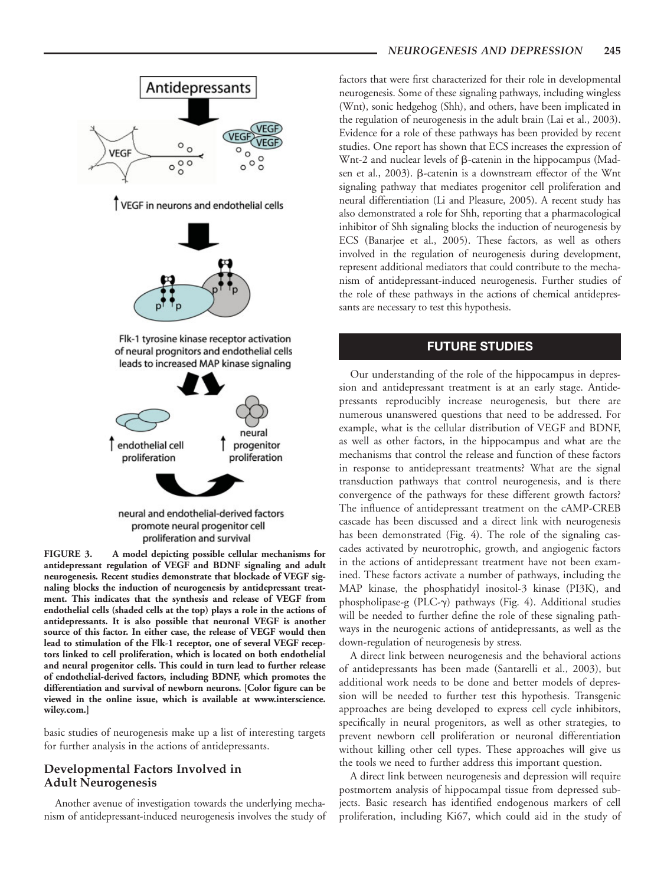Antidepressants

VEGF

VEGF

VEGF

VEGF

↑ VEGF in neurons and endothelial cells

Flk-1 tyrosine kinase receptor activation of neural prognitors and endothelial cells leads to increased MAP kinase signaling

↑ endothelial cell proliferation

↑ neural progenitor proliferation

neural and endothelial-derived factors promote neural progenitor cell proliferation and survival

**FIGURE 3. A model depicting possible cellular mechanisms for antidepressant regulation of VEGF and BDNF signaling and adult neurogenesis. Recent studies demonstrate that blockade of VEGF signaling blocks the induction of neurogenesis by antidepressant treatment. This indicates that the synthesis and release of VEGF from endothelial cells (shaded cells at the top) plays a role in the actions of antidepressants. It is also possible that neuronal VEGF is another source of this factor. In either case, the release of VEGF would then lead to stimulation of the Flk-1 receptor, one of several VEGF receptors linked to cell proliferation, which is located on both endothelial and neural progenitor cells. This could in turn lead to further release of endothelial-derived factors, including BDNF, which promotes the differentiation and survival of newborn neurons. [Color figure can be viewed in the online issue, which is available at www.interscience.wiley.com.]**

basic studies of neurogenesis make up a list of interesting targets for further analysis in the actions of antidepressants.

### Developmental Factors Involved in Adult Neurogenesis

Another avenue of investigation towards the underlying mechanism of antidepressant-induced neurogenesis involves the study of factors that were first characterized for their role in developmental neurogenesis. Some of these signaling pathways, including wingless (Wnt), sonic hedgehog (Shh), and others, have been implicated in the regulation of neurogenesis in the adult brain (Lai et al., 2003). Evidence for a role of these pathways has been provided by recent studies. One report has shown that ECS increases the expression of Wnt-2 and nuclear levels of β-catenin in the hippocampus (Madsen et al., 2003). β-catenin is a downstream effector of the Wnt signaling pathway that mediates progenitor cell proliferation and neural differentiation (Li and Pleasure, 2005). A recent study has also demonstrated a role for Shh, reporting that a pharmacological inhibitor of Shh signaling blocks the induction of neurogenesis by ECS (Banarjee et al., 2005). These factors, as well as others involved in the regulation of neurogenesis during development, represent additional mediators that could contribute to the mechanism of antidepressant-induced neurogenesis. Further studies of the role of these pathways in the actions of chemical antidepressants are necessary to test this hypothesis.

## FUTURE STUDIES

Our understanding of the role of the hippocampus in depression and antidepressant treatment is at an early stage. Antidepressants reproducibly increase neurogenesis, but there are numerous unanswered questions that need to be addressed. For example, what is the cellular distribution of VEGF and BDNF, as well as other factors, in the hippocampus and what are the mechanisms that control the release and function of these factors in response to antidepressant treatments? What are the signal transduction pathways that control neurogenesis, and is there convergence of the pathways for these different growth factors? The influence of antidepressant treatment on the cAMP-CREB cascade has been discussed and a direct link with neurogenesis has been demonstrated (Fig. 4). The role of the signaling cascades activated by neurotrophic, growth, and angiogenic factors in the actions of antidepressant treatment have not been examined. These factors activate a number of pathways, including the MAP kinase, the phosphatidyl inositol-3 kinase (PI3K), and phospholipase-g (PLC-γ) pathways (Fig. 4). Additional studies will be needed to further define the role of these signaling pathways in the neurogenic actions of antidepressants, as well as the down-regulation of neurogenesis by stress.

A direct link between neurogenesis and the behavioral actions of antidepressants has been made (Santarelli et al., 2003), but additional work needs to be done and better models of depression will be needed to further test this hypothesis. Transgenic approaches are being developed to express cell cycle inhibitors, specifically in neural progenitors, as well as other strategies, to prevent newborn cell proliferation or neuronal differentiation without killing other cell types. These approaches will give us the tools we need to further address this important question.

A direct link between neurogenesis and depression will require postmortem analysis of hippocampal tissue from depressed subjects. Basic research has identified endogenous markers of cell proliferation, including Ki67, which could aid in the study of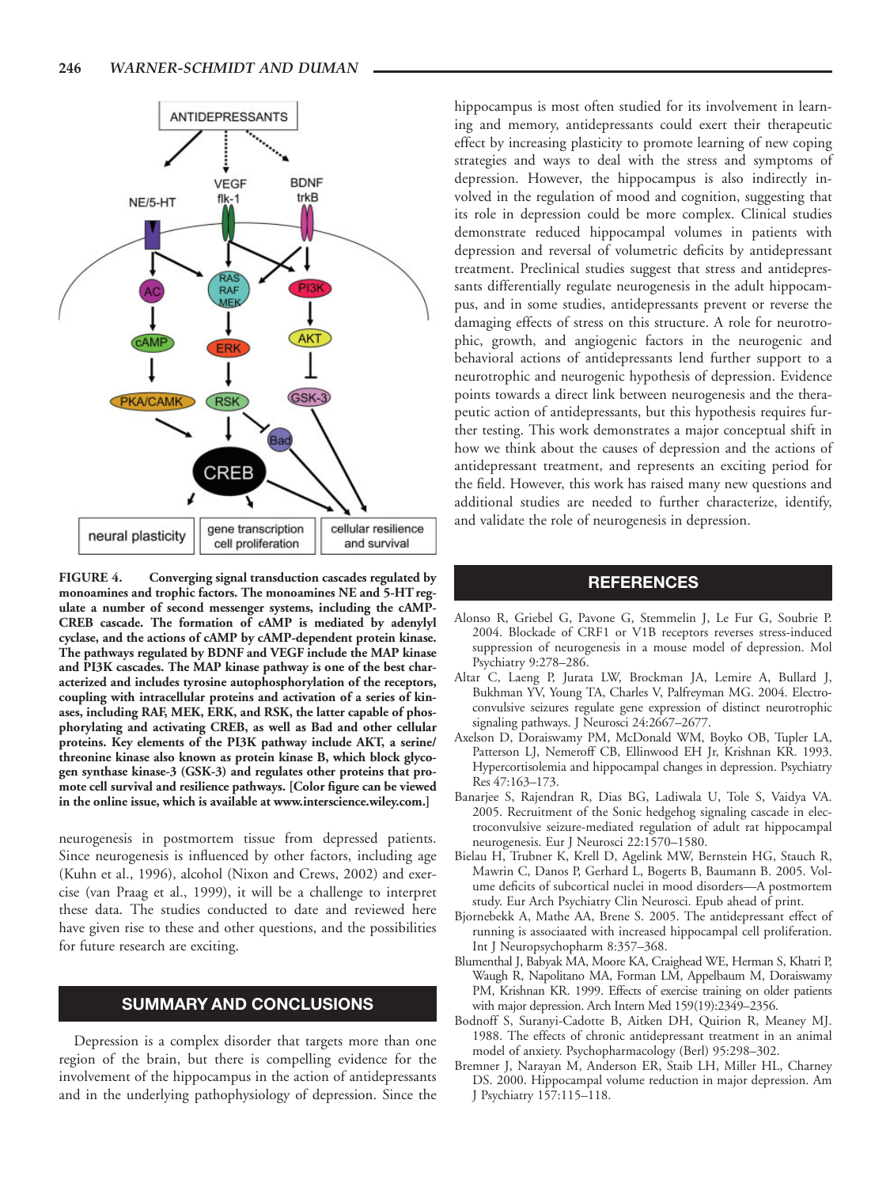ANTIDEPRESSANTS

NE/5-HT

VEGF
flk-1

BDNF
trkB

AC

RAS
RAF
MEK

PI3K

cAMP

ERK

AKT

PKA/CAMK

RSK

GSK-3

Bad

CREB

neural plasticity

gene transcription
cell proliferation

cellular resilience
and survival

**FIGURE 4.** **Converging signal transduction cascades regulated by monoamines and trophic factors. The monoamines NE and 5-HT regulate a number of second messenger systems, including the cAMP-CREB cascade. The formation of cAMP is mediated by adenylyl cyclase, and the actions of cAMP by cAMP-dependent protein kinase. The pathways regulated by BDNF and VEGF include the MAP kinase and PI3K cascades. The MAP kinase pathway is one of the best characterized and includes tyrosine autophosphorylation of the receptors, coupling with intracellular proteins and activation of a series of kinases, including RAF, MEK, ERK, and RSK, the latter capable of phosphorylating and activating CREB, as well as Bad and other cellular proteins. Key elements of the PI3K pathway include AKT, a serine/threonine kinase also known as protein kinase B, which block glycogen synthase kinase-3 (GSK-3) and regulates other proteins that promote cell survival and resilience pathways. [Color figure can be viewed in the online issue, which is available at www.interscience.wiley.com.]**

neurogenesis in postmortem tissue from depressed patients. Since neurogenesis is influenced by other factors, including age (Kuhn et al., 1996), alcohol (Nixon and Crews, 2002) and exercise (van Praag et al., 1999), it will be a challenge to interpret these data. The studies conducted to date and reviewed here have given rise to these and other questions, and the possibilities for future research are exciting.

## SUMMARY AND CONCLUSIONS

Depression is a complex disorder that targets more than one region of the brain, but there is compelling evidence for the involvement of the hippocampus in the action of antidepressants and in the underlying pathophysiology of depression. Since the hippocampus is most often studied for its involvement in learning and memory, antidepressants could exert their therapeutic effect by increasing plasticity to promote learning of new coping strategies and ways to deal with the stress and symptoms of depression. However, the hippocampus is also indirectly involved in the regulation of mood and cognition, suggesting that its role in depression could be more complex. Clinical studies demonstrate reduced hippocampal volumes in patients with depression and reversal of volumetric deficits by antidepressant treatment. Preclinical studies suggest that stress and antidepressants differentially regulate neurogenesis in the adult hippocampus, and in some studies, antidepressants prevent or reverse the damaging effects of stress on this structure. A role for neurotrophic, growth, and angiogenic factors in the neurogenic and behavioral actions of antidepressants lend further support to a neurotrophic and neurogenic hypothesis of depression. Evidence points towards a direct link between neurogenesis and the therapeutic action of antidepressants, but this hypothesis requires further testing. This work demonstrates a major conceptual shift in how we think about the causes of depression and the actions of antidepressant treatment, and represents an exciting period for the field. However, this work has raised many new questions and additional studies are needed to further characterize, identify, and validate the role of neurogenesis in depression.

## REFERENCES

Alonso R, Griebel G, Pavone G, Stemmelin J, Le Fur G, Soubrie P. 2004. Blockade of CRF1 or V1B receptors reverses stress-induced suppression of neurogenesis in a mouse model of depression. Mol Psychiatry 9:278–286.

Altar C, Laeng P, Jurata LW, Brockman JA, Lemire A, Bullard J, Bukhman YV, Young TA, Charles V, Palfreyman MG. 2004. Electroconvulsive seizures regulate gene expression of distinct neurotrophic signaling pathways. J Neurosci 24:2667–2677.

Axelson D, Doraiswamy PM, McDonald WM, Boyko OB, Tupler LA, Patterson LJ, Nemeroff CB, Ellinwood EH Jr, Krishnan KR. 1993. Hypercortisolemia and hippocampal changes in depression. Psychiatry Res 47:163–173.

Banarjee S, Rajendran R, Dias BG, Ladiwala U, Tole S, Vaidya VA. 2005. Recruitment of the Sonic hedgehog signaling cascade in electroconvulsive seizure-mediated regulation of adult rat hippocampal neurogenesis. Eur J Neurosci 22:1570–1580.

Bielau H, Trubner K, Krell D, Agelink MW, Bernstein HG, Stauch R, Mawrin C, Danos P, Gerhard L, Bogerts B, Baumann B. 2005. Volume deficits of subcortical nuclei in mood disorders—A postmortem study. Eur Arch Psychiatry Clin Neurosci. Epub ahead of print.

Bjornebekk A, Mathe AA, Brene S. 2005. The antidepressant effect of running is assoicaated with increased hippocampal cell proliferation. Int J Neuropsychopharm 8:357–368.

Blumenthal J, Babyak MA, Moore KA, Craighead WE, Herman S, Khatri P, Waugh R, Napolitano MA, Forman LM, Appelbaum M, Doraiswamy PM, Krishnan KR. 1999. Effects of exercise training on older patients with major depression. Arch Intern Med 159(19):2349–2356.

Bodnoff S, Suranyi-Cadotte B, Aitken DH, Quirion R, Meaney MJ. 1988. The effects of chronic antidepressant treatment in an animal model of anxiety. Psychopharmacology (Berl) 95:298–302.

Bremner J, Narayan M, Anderson ER, Staib LH, Miller HL, Charney DS. 2000. Hippocampal volume reduction in major depression. Am J Psychiatry 157:115–118.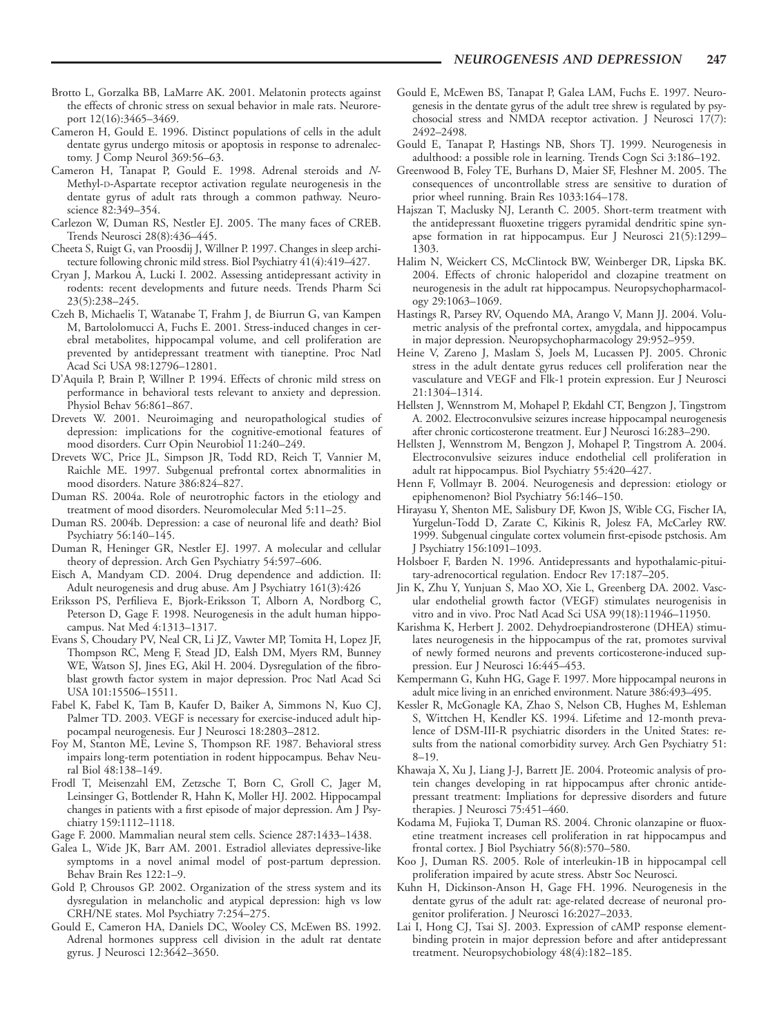Brotto L, Gorzalka BB, LaMarre AK. 2001. Melatonin protects against the effects of chronic stress on sexual behavior in male rats. Neuroreport 12(16):3465–3469.

Cameron H, Gould E. 1996. Distinct populations of cells in the adult dentate gyrus undergo mitosis or apoptosis in response to adrenalectomy. J Comp Neurol 369:56–63.

Cameron H, Tanapat P, Gould E. 1998. Adrenal steroids and *N*-Methyl-D-Aspartate receptor activation regulate neurogenesis in the dentate gyrus of adult rats through a common pathway. Neuroscience 82:349–354.

Carlezon W, Duman RS, Nestler EJ. 2005. The many faces of CREB. Trends Neurosci 28(8):436–445.

Cheeta S, Ruigt G, van Proosdij J, Willner P. 1997. Changes in sleep architecture following chronic mild stress. Biol Psychiatry 41(4):419–427.

Cryan J, Markou A, Lucki I. 2002. Assessing antidepressant activity in rodents: recent developments and future needs. Trends Pharm Sci 23(5):238–245.

Czeh B, Michaelis T, Watanabe T, Frahm J, de Biurrun G, van Kampen M, Bartolomucci A, Fuchs E. 2001. Stress-induced changes in cerebral metabolites, hippocampal volume, and cell proliferation are prevented by antidepressant treatment with tianeptine. Proc Natl Acad Sci USA 98:12796–12801.

D'Aquila P, Brain P, Willner P. 1994. Effects of chronic mild stress on performance in behavioral tests relevant to anxiety and depression. Physiol Behav 56:861–867.

Drevets W. 2001. Neuroimaging and neuropathological studies of depression: implications for the cognitive-emotional features of mood disorders. Curr Opin Neurobiol 11:240–249.

Drevets WC, Price JL, Simpson JR, Todd RD, Reich T, Vannier M, Raichle ME. 1997. Subgenual prefrontal cortex abnormalities in mood disorders. Nature 386:824–827.

Duman RS. 2004a. Role of neurotrophic factors in the etiology and treatment of mood disorders. Neuromolecular Med 5:11–25.

Duman RS. 2004b. Depression: a case of neuronal life and death? Biol Psychiatry 56:140–145.

Duman R, Heninger GR, Nestler EJ. 1997. A molecular and cellular theory of depression. Arch Gen Psychiatry 54:597–606.

Eisch A, Mandyam CD. 2004. Drug dependence and addiction. II: Adult neurogenesis and drug abuse. Am J Psychiatry 161(3):426

Eriksson PS, Perfilieva E, Bjork-Eriksson T, Alborn A, Nordborg C, Peterson D, Gage F. 1998. Neurogenesis in the adult human hippocampus. Nat Med 4:1313–1317.

Evans S, Choudary PV, Neal CR, Li JZ, Vawter MP, Tomita H, Lopez JF, Thompson RC, Meng F, Stead JD, Ealsh DM, Myers RM, Bunney WE, Watson SJ, Jines EG, Akil H. 2004. Dysregulation of the fibroblast growth factor system in major depression. Proc Natl Acad Sci USA 101:15506–15511.

Fabel K, Fabel K, Tam B, Kaufer D, Baiker A, Simmons N, Kuo CJ, Palmer TD. 2003. VEGF is necessary for exercise-induced adult hippocampal neurogenesis. Eur J Neurosci 18:2803–2812.

Foy M, Stanton ME, Levine S, Thompson RF. 1987. Behavioral stress impairs long-term potentiation in rodent hippocampus. Behav Neural Biol 48:138–149.

Frodl T, Meisenzahl EM, Zetzsche T, Born C, Groll C, Jager M, Leinsinger G, Bottlender R, Hahn K, Moller HJ. 2002. Hippocampal changes in patients with a first episode of major depression. Am J Psychiatry 159:1112–1118.

Gage F. 2000. Mammalian neural stem cells. Science 287:1433–1438.

Galea L, Wide JK, Barr AM. 2001. Estradiol alleviates depressive-like symptoms in a novel animal model of post-partum depression. Behav Brain Res 122:1–9.

Gold P, Chrousos GP. 2002. Organization of the stress system and its dysregulation in melancholic and atypical depression: high vs low CRH/NE states. Mol Psychiatry 7:254–275.

Gould E, Cameron HA, Daniels DC, Wooley CS, McEwen BS. 1992. Adrenal hormones suppress cell division in the adult rat dentate gyrus. J Neurosci 12:3642–3650.

Gould E, McEwen BS, Tanapat P, Galea LAM, Fuchs E. 1997. Neurogenesis in the dentate gyrus of the adult tree shrew is regulated by psychosocial stress and NMDA receptor activation. J Neurosci 17(7): 2492–2498.

Gould E, Tanapat P, Hastings NB, Shors TJ. 1999. Neurogenesis in adulthood: a possible role in learning. Trends Cogn Sci 3:186–192.

Greenwood B, Foley TE, Burhans D, Maier SF, Fleshner M. 2005. The consequences of uncontrollable stress are sensitive to duration of prior wheel running. Brain Res 1033:164–178.

Hajszan T, Maclusky NJ, Leranth C. 2005. Short-term treatment with the antidepressant fluoxetine triggers pyramidal dendritic spine synapse formation in rat hippocampus. Eur J Neurosci 21(5):1299–1303.

Halim N, Weickert CS, McClintock BW, Weinberger DR, Lipska BK. 2004. Effects of chronic haloperidol and clozapine treatment on neurogenesis in the adult rat hippocampus. Neuropsychopharmacology 29:1063–1069.

Hastings R, Parsey RV, Oquendo MA, Arango V, Mann JJ. 2004. Volumetric analysis of the prefrontal cortex, amygdala, and hippocampus in major depression. Neuropsychopharmacology 29:952–959.

Heine V, Zareno J, Maslam S, Joels M, Lucassen PJ. 2005. Chronic stress in the adult dentate gyrus reduces cell proliferation near the vasculature and VEGF and Flk-1 protein expression. Eur J Neurosci 21:1304–1314.

Hellsten J, Wennstrom M, Mohapel P, Ekdahl CT, Bengzon J, Tingstrom A. 2002. Electroconvulsive seizures increase hippocampal neurogenesis after chronic corticosterone treatment. Eur J Neurosci 16:283–290.

Hellsten J, Wennstrom M, Bengzon J, Mohapel P, Tingstrom A. 2004. Electroconvulsive seizures induce endothelial cell proliferation in adult rat hippocampus. Biol Psychiatry 55:420–427.

Henn F, Vollmayr B. 2004. Neurogenesis and depression: etiology or epiphenomenon? Biol Psychiatry 56:146–150.

Hirayasu Y, Shenton ME, Salisbury DF, Kwon JS, Wible CG, Fischer IA, Yurgelun-Todd D, Zarate C, Kikinis R, Jolesz FA, McCarley RW. 1999. Subgenual cingulate cortex volumein first-episode pstchosis. Am J Psychiatry 156:1091–1093.

Holsboer F, Barden N. 1996. Antidepressants and hypothalamic-pituitary-adrenocortical regulation. Endocr Rev 17:187–205.

Jin K, Zhu Y, Yunjuan S, Mao XO, Xie L, Greenberg DA. 2002. Vascular endothelial growth factor (VEGF) stimulates neurogenisis in vitro and in vivo. Proc Natl Acad Sci USA 99(18):11946–11950.

Karishma K, Herbert J. 2002. Dehydroepiandrosterone (DHEA) stimulates neurogenesis in the hippocampus of the rat, promotes survival of newly formed neurons and prevents corticosterone-induced suppression. Eur J Neurosci 16:445–453.

Kempermann G, Kuhn HG, Gage FH. 1997. More hippocampal neurons in adult mice living in an enriched environment. Nature 386:493–495.

Kessler R, McGonagle KA, Zhao S, Nelson CB, Hughes M, Eshleman S, Wittchen H, Kendler KS. 1994. Lifetime and 12-month prevalence of DSM-III-R psychiatric disorders in the United States: results from the national comorbidity survey. Arch Gen Psychiatry 51: 8–19.

Khawaja X, Xu J, Liang J-J, Barrett JE. 2004. Proteomic analysis of protein changes developing in rat hippocampus after chronic antidepressant treatment: Impliations for depressive disorders and future therapies. J Neurosci 75:451–460.

Kodama M, Fujioka T, Duman RS. 2004. Chronic olanzapine or fluoxetine treatment increases cell proliferation in rat hippocampus and frontal cortex. J Biol Psychiatry 56(8):570–580.

Koo J, Duman RS. 2005. Role of interleukin-1B in hippocampal cell proliferation impaired by acute stress. Abstr Soc Neurosci.

Kuhn H, Dickinson-Anson H, Gage FH. 1996. Neurogenesis in the dentate gyrus of the adult rat: age-related decrease of neuronal progenitor proliferation. J Neurosci 16:2027–2033.

Lai I, Hong CJ, Tsai SJ. 2003. Expression of cAMP response element-binding protein in major depression before and after antidepressant treatment. Neuropsychobiology 48(4):182–185.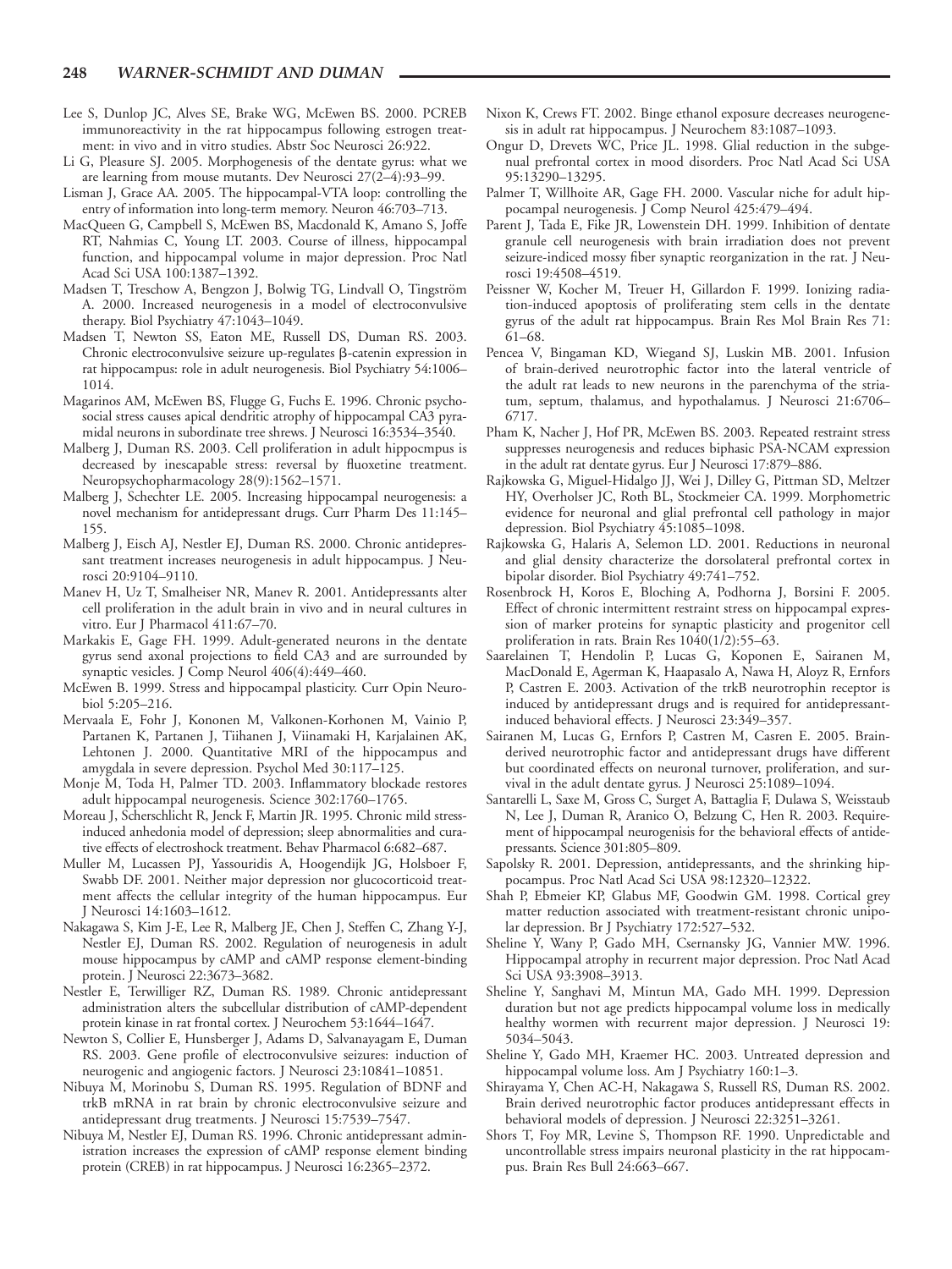Lee S, Dunlop JC, Alves SE, Brake WG, McEwen BS. 2000. PCREB immunoreactivity in the rat hippocampus following estrogen treatment: in vivo and in vitro studies. Abstr Soc Neurosci 26:922.

Li G, Pleasure SJ. 2005. Morphogenesis of the dentate gyrus: what we are learning from mouse mutants. Dev Neurosci 27(2–4):93–99.

Lisman J, Grace AA. 2005. The hippocampal-VTA loop: controlling the entry of information into long-term memory. Neuron 46:703–713.

MacQueen G, Campbell S, McEwen BS, Macdonald K, Amano S, Joffe RT, Nahmias C, Young LT. 2003. Course of illness, hippocampal function, and hippocampal volume in major depression. Proc Natl Acad Sci USA 100:1387–1392.

Madsen T, Treschow A, Bengzon J, Bolwig TG, Lindvall O, Tingström A. 2000. Increased neurogenesis in a model of electroconvulsive therapy. Biol Psychiatry 47:1043–1049.

Madsen T, Newton SS, Eaton ME, Russell DS, Duman RS. 2003. Chronic electroconvulsive seizure up-regulates β-catenin expression in rat hippocampus: role in adult neurogenesis. Biol Psychiatry 54:1006–1014.

Magarinos AM, McEwen BS, Flugge G, Fuchs E. 1996. Chronic psychosocial stress causes apical dendritic atrophy of hippocampal CA3 pyramidal neurons in subordinate tree shrews. J Neurosci 16:3534–3540.

Malberg J, Duman RS. 2003. Cell proliferation in adult hippocmpus is decreased by inescapable stress: reversal by fluoxetine treatment. Neuropsychopharmacology 28(9):1562–1571.

Malberg J, Schechter LE. 2005. Increasing hippocampal neurogenesis: a novel mechanism for antidepressant drugs. Curr Pharm Des 11:145–155.

Malberg J, Eisch AJ, Nestler EJ, Duman RS. 2000. Chronic antidepressant treatment increases neurogenesis in adult hippocampus. J Neurosci 20:9104–9110.

Manev H, Uz T, Smalheiser NR, Manev R. 2001. Antidepressants alter cell proliferation in the adult brain in vivo and in neural cultures in vitro. Eur J Pharmacol 411:67–70.

Markakis E, Gage FH. 1999. Adult-generated neurons in the dentate gyrus send axonal projections to field CA3 and are surrounded by synaptic vesicles. J Comp Neurol 406(4):449–460.

McEwen B. 1999. Stress and hippocampal plasticity. Curr Opin Neurobiol 5:205–216.

Mervaala E, Fohr J, Kononen M, Valkonen-Korhonen M, Vainio P, Partanen K, Partanen J, Tiihanen J, Viinamaki H, Karjalainen AK, Lehtonen J. 2000. Quantitative MRI of the hippocampus and amygdala in severe depression. Psychol Med 30:117–125.

Monje M, Toda H, Palmer TD. 2003. Inflammatory blockade restores adult hippocampal neurogenesis. Science 302:1760–1765.

Moreau J, Scherschlicht R, Jenck F, Martin JR. 1995. Chronic mild stress-induced anhedonia model of depression; sleep abnormalities and curative effects of electroshock treatment. Behav Pharmacol 6:682–687.

Muller M, Lucassen PJ, Yassouridis A, Hoogendijk JG, Holsboer F, Swabb DF. 2001. Neither major depression nor glucocorticoid treatment affects the cellular integrity of the human hippocampus. Eur J Neurosci 14:1603–1612.

Nakagawa S, Kim J-E, Lee R, Malberg JE, Chen J, Steffen C, Zhang Y-J, Nestler EJ, Duman RS. 2002. Regulation of neurogenesis in adult mouse hippocampus by cAMP and cAMP response element-binding protein. J Neurosci 22:3673–3682.

Nestler E, Terwilliger RZ, Duman RS. 1989. Chronic antidepressant administration alters the subcellular distribution of cAMP-dependent protein kinase in rat frontal cortex. J Neurochem 53:1644–1647.

Newton S, Collier E, Hunsberger J, Adams D, Salvanayagam E, Duman RS. 2003. Gene profile of electroconvulsive seizures: induction of neurogenic and angiogenic factors. J Neurosci 23:10841–10851.

Nibuya M, Morinobu S, Duman RS. 1995. Regulation of BDNF and trkB mRNA in rat brain by chronic electroconvulsive seizure and antidepressant drug treatments. J Neurosci 15:7539–7547.

Nibuya M, Nestler EJ, Duman RS. 1996. Chronic antidepressant administration increases the expression of cAMP response element binding protein (CREB) in rat hippocampus. J Neurosci 16:2365–2372.

Nixon K, Crews FT. 2002. Binge ethanol exposure decreases neurogenesis in adult rat hippocampus. J Neurochem 83:1087–1093.

Ongur D, Drevets WC, Price JL. 1998. Glial reduction in the subgenual prefrontal cortex in mood disorders. Proc Natl Acad Sci USA 95:13290–13295.

Palmer T, Willhoite AR, Gage FH. 2000. Vascular niche for adult hippocampal neurogenesis. J Comp Neurol 425:479–494.

Parent J, Tada E, Fike JR, Lowenstein DH. 1999. Inhibition of dentate granule cell neurogenesis with brain irradiation does not prevent seizure-indiced mossy fiber synaptic reorganization in the rat. J Neurosci 19:4508–4519.

Peissner W, Kocher M, Treuer H, Gillardon F. 1999. Ionizing radiation-induced apoptosis of proliferating stem cells in the dentate gyrus of the adult rat hippocampus. Brain Res Mol Brain Res 71:61–68.

Pencea V, Bingaman KD, Wiegand SJ, Luskin MB. 2001. Infusion of brain-derived neurotrophic factor into the lateral ventricle of the adult rat leads to new neurons in the parenchyma of the striatum, septum, thalamus, and hypothalamus. J Neurosci 21:6706–6717.

Pham K, Nacher J, Hof PR, McEwen BS. 2003. Repeated restraint stress suppresses neurogenesis and reduces biphasic PSA-NCAM expression in the adult rat dentate gyrus. Eur J Neurosci 17:879–886.

Rajkowska G, Miguel-Hidalgo JJ, Wei J, Dilley G, Pittman SD, Meltzer HY, Overholser JC, Roth BL, Stockmeier CA. 1999. Morphometric evidence for neuronal and glial prefrontal cell pathology in major depression. Biol Psychiatry 45:1085–1098.

Rajkowska G, Halaris A, Selemon LD. 2001. Reductions in neuronal and glial density characterize the dorsolateral prefrontal cortex in bipolar disorder. Biol Psychiatry 49:741–752.

Rosenbrock H, Koros E, Bloching A, Podhorna J, Borsini F. 2005. Effect of chronic intermittent restraint stress on hippocampal expression of marker proteins for synaptic plasticity and progenitor cell proliferation in rats. Brain Res 1040(1/2):55–63.

Saarelainen T, Hendolin P, Lucas G, Koponen E, Sairanen M, MacDonald E, Agerman K, Haapasalo A, Nawa H, Aloyz R, Ernfors P, Castren E. 2003. Activation of the trkB neurotrophin receptor is induced by antidepressant drugs and is required for antidepressant-induced behavioral effects. J Neurosci 23:349–357.

Sairanen M, Lucas G, Ernfors P, Castren M, Casren E. 2005. Brain-derived neurotrophic factor and antidepressant drugs have different but coordinated effects on neuronal turnover, proliferation, and survival in the adult dentate gyrus. J Neurosci 25:1089–1094.

Santarelli L, Saxe M, Gross C, Surget A, Battaglia F, Dulawa S, Weisstaub N, Lee J, Duman R, Aranico O, Belzung C, Hen R. 2003. Requirement of hippocampal neurogenisis for the behavioral effects of antidepressants. Science 301:805–809.

Sapolsky R. 2001. Depression, antidepressants, and the shrinking hippocampus. Proc Natl Acad Sci USA 98:12320–12322.

Shah P, Ebmeier KP, Glabus MF, Goodwin GM. 1998. Cortical grey matter reduction associated with treatment-resistant chronic unipolar depression. Br J Psychiatry 172:527–532.

Sheline Y, Wany P, Gado MH, Csernansky JG, Vannier MW. 1996. Hippocampal atrophy in recurrent major depression. Proc Natl Acad Sci USA 93:3908–3913.

Sheline Y, Sanghavi M, Mintun MA, Gado MH. 1999. Depression duration but not age predicts hippocampal volume loss in medically healthy wormen with recurrent major depression. J Neurosci 19:5034–5043.

Sheline Y, Gado MH, Kraemer HC. 2003. Untreated depression and hippocampal volume loss. Am J Psychiatry 160:1–3.

Shirayama Y, Chen AC-H, Nakagawa S, Russell RS, Duman RS. 2002. Brain derived neurotrophic factor produces antidepressant effects in behavioral models of depression. J Neurosci 22:3251–3261.

Shors T, Foy MR, Levine S, Thompson RF. 1990. Unpredictable and uncontrollable stress impairs neuronal plasticity in the rat hippocampus. Brain Res Bull 24:663–667.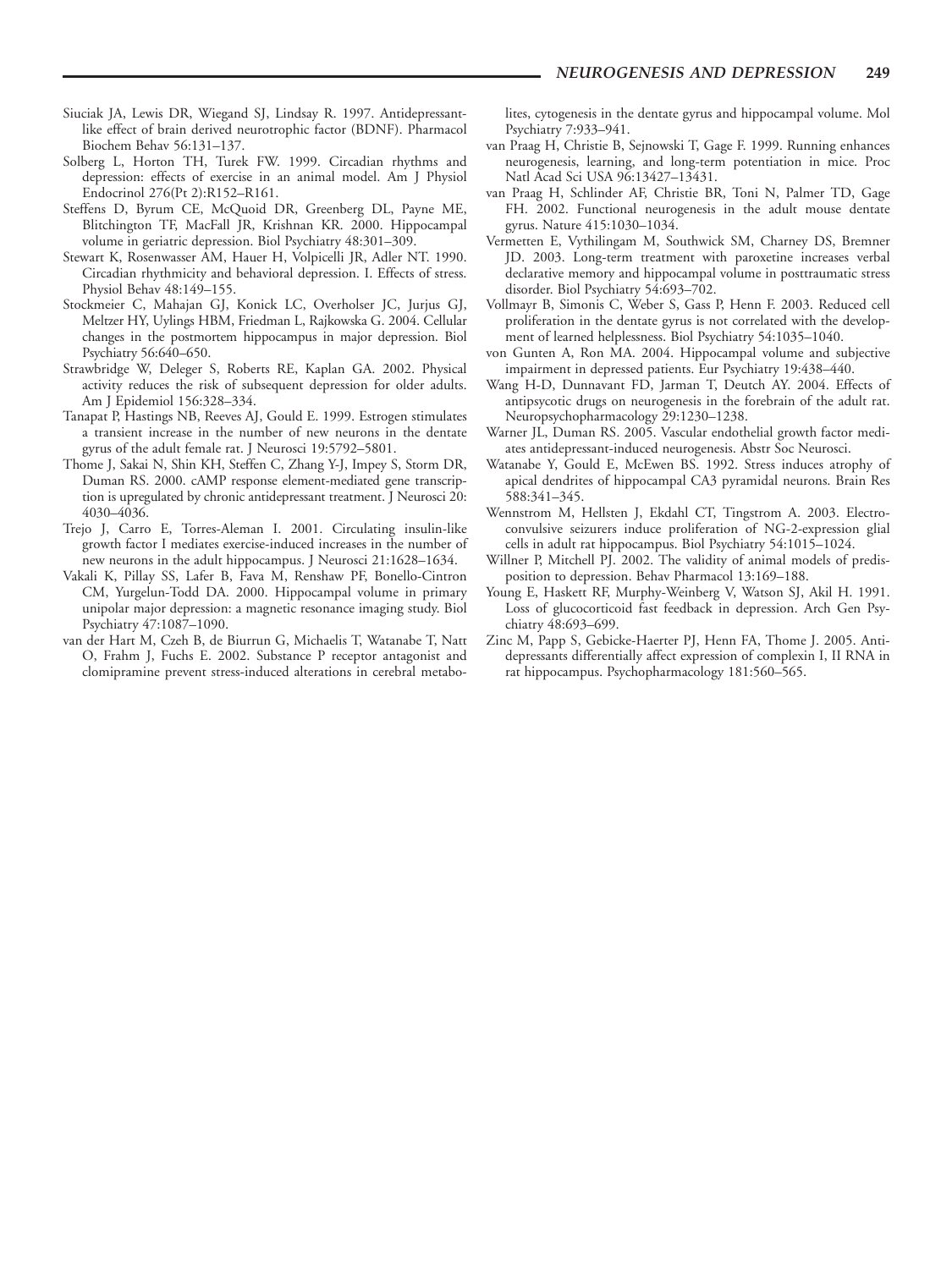Siuciak JA, Lewis DR, Wiegand SJ, Lindsay R. 1997. Antidepressant-like effect of brain derived neurotrophic factor (BDNF). Pharmacol Biochem Behav 56:131–137.

Solberg L, Horton TH, Turek FW. 1999. Circadian rhythms and depression: effects of exercise in an animal model. Am J Physiol Endocrinol 276(Pt 2):R152–R161.

Steffens D, Byrum CE, McQuoid DR, Greenberg DL, Payne ME, Blitchington TF, MacFall JR, Krishnan KR. 2000. Hippocampal volume in geriatric depression. Biol Psychiatry 48:301–309.

Stewart K, Rosenwasser AM, Hauer H, Volpicelli JR, Adler NT. 1990. Circadian rhythmicity and behavioral depression. I. Effects of stress. Physiol Behav 48:149–155.

Stockmeier C, Mahajan GJ, Konick LC, Overholser JC, Jurjus GJ, Meltzer HY, Uylings HBM, Friedman L, Rajkowska G. 2004. Cellular changes in the postmortem hippocampus in major depression. Biol Psychiatry 56:640–650.

Strawbridge W, Deleger S, Roberts RE, Kaplan GA. 2002. Physical activity reduces the risk of subsequent depression for older adults. Am J Epidemiol 156:328–334.

Tanapat P, Hastings NB, Reeves AJ, Gould E. 1999. Estrogen stimulates a transient increase in the number of new neurons in the dentate gyrus of the adult female rat. J Neurosci 19:5792–5801.

Thome J, Sakai N, Shin KH, Steffen C, Zhang Y-J, Impey S, Storm DR, Duman RS. 2000. cAMP response element-mediated gene transcription is upregulated by chronic antidepressant treatment. J Neurosci 20: 4030–4036.

Trejo J, Carro E, Torres-Aleman I. 2001. Circulating insulin-like growth factor I mediates exercise-induced increases in the number of new neurons in the adult hippocampus. J Neurosci 21:1628–1634.

Vakali K, Pillay SS, Lafer B, Fava M, Renshaw PF, Bonello-Cintron CM, Yurgelun-Todd DA. 2000. Hippocampal volume in primary unipolar major depression: a magnetic resonance imaging study. Biol Psychiatry 47:1087–1090.

van der Hart M, Czeh B, de Biurrun G, Michaelis T, Watanabe T, Natt O, Frahm J, Fuchs E. 2002. Substance P receptor antagonist and clomipramine prevent stress-induced alterations in cerebral metabolites, cytogenesis in the dentate gyrus and hippocampal volume. Mol Psychiatry 7:933–941.

van Praag H, Christie B, Sejnowski T, Gage F. 1999. Running enhances neurogenesis, learning, and long-term potentiation in mice. Proc Natl Acad Sci USA 96:13427–13431.

van Praag H, Schlinder AF, Christie BR, Toni N, Palmer TD, Gage FH. 2002. Functional neurogenesis in the adult mouse dentate gyrus. Nature 415:1030–1034.

Vermetten E, Vythilingam M, Southwick SM, Charney DS, Bremner JD. 2003. Long-term treatment with paroxetine increases verbal declarative memory and hippocampal volume in posttraumatic stress disorder. Biol Psychiatry 54:693–702.

Vollmayr B, Simonis C, Weber S, Gass P, Henn F. 2003. Reduced cell proliferation in the dentate gyrus is not correlated with the development of learned helplessness. Biol Psychiatry 54:1035–1040.

von Gunten A, Ron MA. 2004. Hippocampal volume and subjective impairment in depressed patients. Eur Psychiatry 19:438–440.

Wang H-D, Dunnavant FD, Jarman T, Deutch AY. 2004. Effects of antipsycotic drugs on neurogenesis in the forebrain of the adult rat. Neuropsychopharmacology 29:1230–1238.

Warner JL, Duman RS. 2005. Vascular endothelial growth factor mediates antidepressant-induced neurogenesis. Abstr Soc Neurosci.

Watanabe Y, Gould E, McEwen BS. 1992. Stress induces atrophy of apical dendrites of hippocampal CA3 pyramidal neurons. Brain Res 588:341–345.

Wennstrom M, Hellsten J, Ekdahl CT, Tingstrom A. 2003. Electroconvulsive seizurers induce proliferation of NG-2-expression glial cells in adult rat hippocampus. Biol Psychiatry 54:1015–1024.

Willner P, Mitchell PJ. 2002. The validity of animal models of predisposition to depression. Behav Pharmacol 13:169–188.

Young E, Haskett RF, Murphy-Weinberg V, Watson SJ, Akil H. 1991. Loss of glucocorticoid fast feedback in depression. Arch Gen Psychiatry 48:693–699.

Zinc M, Papp S, Gebicke-Haerter PJ, Henn FA, Thome J. 2005. Antidepressants differentially affect expression of complexin I, II RNA in rat hippocampus. Psychopharmacology 181:560–565.